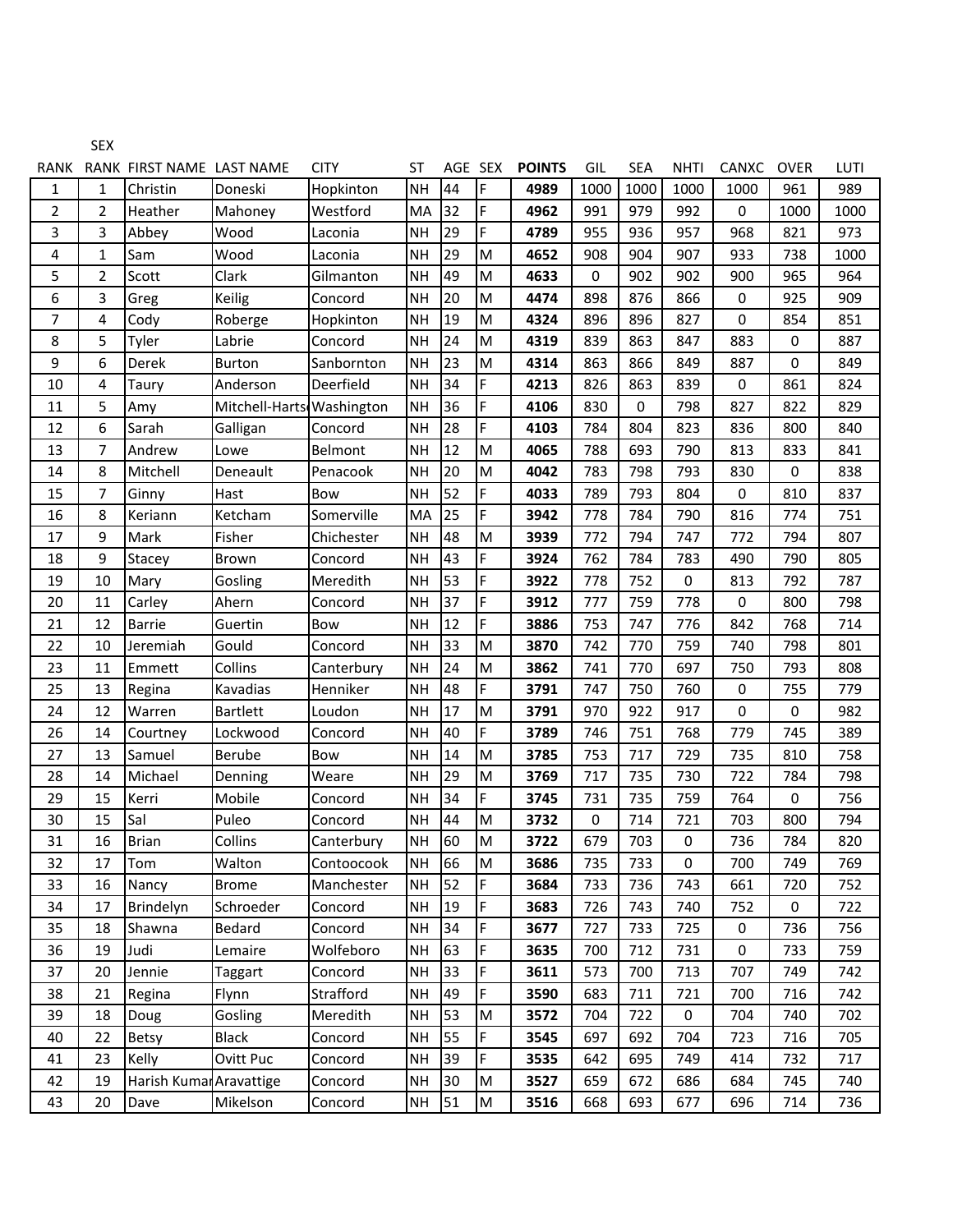| RANK | SEX RANK | FIRST NAME | LAST NAME | CITY | ST | AGE | SEX | POINTS | GIL | SEA | NHTI | CANXC | OVER | LUTI |
|---|---|---|---|---|---|---|---|---|---|---|---|---|---|---|
| 1 | 1 | Christin | Doneski | Hopkinton | NH | 44 | F | **4989** | 1000 | 1000 | 1000 | 1000 | 961 | 989 |
| 2 | 2 | Heather | Mahoney | Westford | MA | 32 | F | **4962** | 991 | 979 | 992 | 0 | 1000 | 1000 |
| 3 | 3 | Abbey | Wood | Laconia | NH | 29 | F | **4789** | 955 | 936 | 957 | 968 | 821 | 973 |
| 4 | 1 | Sam | Wood | Laconia | NH | 29 | M | **4652** | 908 | 904 | 907 | 933 | 738 | 1000 |
| 5 | 2 | Scott | Clark | Gilmanton | NH | 49 | M | **4633** | 0 | 902 | 902 | 900 | 965 | 964 |
| 6 | 3 | Greg | Keilig | Concord | NH | 20 | M | **4474** | 898 | 876 | 866 | 0 | 925 | 909 |
| 7 | 4 | Cody | Roberge | Hopkinton | NH | 19 | M | **4324** | 896 | 896 | 827 | 0 | 854 | 851 |
| 8 | 5 | Tyler | Labrie | Concord | NH | 24 | M | **4319** | 839 | 863 | 847 | 883 | 0 | 887 |
| 9 | 6 | Derek | Burton | Sanbornton | NH | 23 | M | **4314** | 863 | 866 | 849 | 887 | 0 | 849 |
| 10 | 4 | Taury | Anderson | Deerfield | NH | 34 | F | **4213** | 826 | 863 | 839 | 0 | 861 | 824 |
| 11 | 5 | Amy | Mitchell-Harts | Washington | NH | 36 | F | **4106** | 830 | 0 | 798 | 827 | 822 | 829 |
| 12 | 6 | Sarah | Galligan | Concord | NH | 28 | F | **4103** | 784 | 804 | 823 | 836 | 800 | 840 |
| 13 | 7 | Andrew | Lowe | Belmont | NH | 12 | M | **4065** | 788 | 693 | 790 | 813 | 833 | 841 |
| 14 | 8 | Mitchell | Deneault | Penacook | NH | 20 | M | **4042** | 783 | 798 | 793 | 830 | 0 | 838 |
| 15 | 7 | Ginny | Hast | Bow | NH | 52 | F | **4033** | 789 | 793 | 804 | 0 | 810 | 837 |
| 16 | 8 | Keriann | Ketcham | Somerville | MA | 25 | F | **3942** | 778 | 784 | 790 | 816 | 774 | 751 |
| 17 | 9 | Mark | Fisher | Chichester | NH | 48 | M | **3939** | 772 | 794 | 747 | 772 | 794 | 807 |
| 18 | 9 | Stacey | Brown | Concord | NH | 43 | F | **3924** | 762 | 784 | 783 | 490 | 790 | 805 |
| 19 | 10 | Mary | Gosling | Meredith | NH | 53 | F | **3922** | 778 | 752 | 0 | 813 | 792 | 787 |
| 20 | 11 | Carley | Ahern | Concord | NH | 37 | F | **3912** | 777 | 759 | 778 | 0 | 800 | 798 |
| 21 | 12 | Barrie | Guertin | Bow | NH | 12 | F | **3886** | 753 | 747 | 776 | 842 | 768 | 714 |
| 22 | 10 | Jeremiah | Gould | Concord | NH | 33 | M | **3870** | 742 | 770 | 759 | 740 | 798 | 801 |
| 23 | 11 | Emmett | Collins | Canterbury | NH | 24 | M | **3862** | 741 | 770 | 697 | 750 | 793 | 808 |
| 25 | 13 | Regina | Kavadias | Henniker | NH | 48 | F | **3791** | 747 | 750 | 760 | 0 | 755 | 779 |
| 24 | 12 | Warren | Bartlett | Loudon | NH | 17 | M | **3791** | 970 | 922 | 917 | 0 | 0 | 982 |
| 26 | 14 | Courtney | Lockwood | Concord | NH | 40 | F | **3789** | 746 | 751 | 768 | 779 | 745 | 389 |
| 27 | 13 | Samuel | Berube | Bow | NH | 14 | M | **3785** | 753 | 717 | 729 | 735 | 810 | 758 |
| 28 | 14 | Michael | Denning | Weare | NH | 29 | M | **3769** | 717 | 735 | 730 | 722 | 784 | 798 |
| 29 | 15 | Kerri | Mobile | Concord | NH | 34 | F | **3745** | 731 | 735 | 759 | 764 | 0 | 756 |
| 30 | 15 | Sal | Puleo | Concord | NH | 44 | M | **3732** | 0 | 714 | 721 | 703 | 800 | 794 |
| 31 | 16 | Brian | Collins | Canterbury | NH | 60 | M | **3722** | 679 | 703 | 0 | 736 | 784 | 820 |
| 32 | 17 | Tom | Walton | Contoocook | NH | 66 | M | **3686** | 735 | 733 | 0 | 700 | 749 | 769 |
| 33 | 16 | Nancy | Brome | Manchester | NH | 52 | F | **3684** | 733 | 736 | 743 | 661 | 720 | 752 |
| 34 | 17 | Brindelyn | Schroeder | Concord | NH | 19 | F | **3683** | 726 | 743 | 740 | 752 | 0 | 722 |
| 35 | 18 | Shawna | Bedard | Concord | NH | 34 | F | **3677** | 727 | 733 | 725 | 0 | 736 | 756 |
| 36 | 19 | Judi | Lemaire | Wolfeboro | NH | 63 | F | **3635** | 700 | 712 | 731 | 0 | 733 | 759 |
| 37 | 20 | Jennie | Taggart | Concord | NH | 33 | F | **3611** | 573 | 700 | 713 | 707 | 749 | 742 |
| 38 | 21 | Regina | Flynn | Strafford | NH | 49 | F | **3590** | 683 | 711 | 721 | 700 | 716 | 742 |
| 39 | 18 | Doug | Gosling | Meredith | NH | 53 | M | **3572** | 704 | 722 | 0 | 704 | 740 | 702 |
| 40 | 22 | Betsy | Black | Concord | NH | 55 | F | **3545** | 697 | 692 | 704 | 723 | 716 | 705 |
| 41 | 23 | Kelly | Ovitt Puc | Concord | NH | 39 | F | **3535** | 642 | 695 | 749 | 414 | 732 | 717 |
| 42 | 19 | Harish Kumar | Aravattige | Concord | NH | 30 | M | **3527** | 659 | 672 | 686 | 684 | 745 | 740 |
| 43 | 20 | Dave | Mikelson | Concord | NH | 51 | M | **3516** | 668 | 693 | 677 | 696 | 714 | 736 |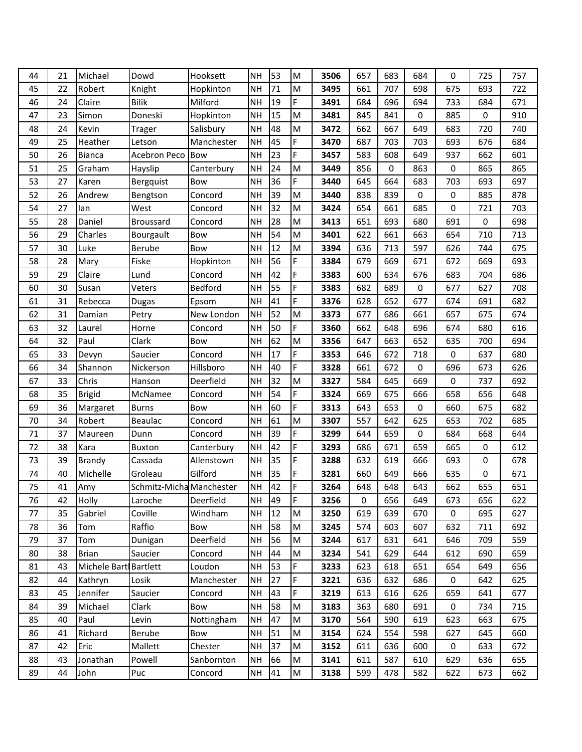| 44 | 21 | Michael | Dowd | Hooksett | NH | 53 | M | **3506** | 657 | 683 | 684 | 0 | 725 | 757 |
|---|---|---|---|---|---|---|---|---|---|---|---|---|---|---|
| 45 | 22 | Robert | Knight | Hopkinton | NH | 71 | M | **3495** | 661 | 707 | 698 | 675 | 693 | 722 |
| 46 | 24 | Claire | Bilik | Milford | NH | 19 | F | **3491** | 684 | 696 | 694 | 733 | 684 | 671 |
| 47 | 23 | Simon | Doneski | Hopkinton | NH | 15 | M | **3481** | 845 | 841 | 0 | 885 | 0 | 910 |
| 48 | 24 | Kevin | Trager | Salisbury | NH | 48 | M | **3472** | 662 | 667 | 649 | 683 | 720 | 740 |
| 49 | 25 | Heather | Letson | Manchester | NH | 45 | F | **3470** | 687 | 703 | 703 | 693 | 676 | 684 |
| 50 | 26 | Bianca | Acebron Peco | Bow | NH | 23 | F | **3457** | 583 | 608 | 649 | 937 | 662 | 601 |
| 51 | 25 | Graham | Hayslip | Canterbury | NH | 24 | M | **3449** | 856 | 0 | 863 | 0 | 865 | 865 |
| 53 | 27 | Karen | Bergquist | Bow | NH | 36 | F | **3440** | 645 | 664 | 683 | 703 | 693 | 697 |
| 52 | 26 | Andrew | Bengtson | Concord | NH | 39 | M | **3440** | 838 | 839 | 0 | 0 | 885 | 878 |
| 54 | 27 | Ian | West | Concord | NH | 32 | M | **3424** | 654 | 661 | 685 | 0 | 721 | 703 |
| 55 | 28 | Daniel | Broussard | Concord | NH | 28 | M | **3413** | 651 | 693 | 680 | 691 | 0 | 698 |
| 56 | 29 | Charles | Bourgault | Bow | NH | 54 | M | **3401** | 622 | 661 | 663 | 654 | 710 | 713 |
| 57 | 30 | Luke | Berube | Bow | NH | 12 | M | **3394** | 636 | 713 | 597 | 626 | 744 | 675 |
| 58 | 28 | Mary | Fiske | Hopkinton | NH | 56 | F | **3384** | 679 | 669 | 671 | 672 | 669 | 693 |
| 59 | 29 | Claire | Lund | Concord | NH | 42 | F | **3383** | 600 | 634 | 676 | 683 | 704 | 686 |
| 60 | 30 | Susan | Veters | Bedford | NH | 55 | F | **3383** | 682 | 689 | 0 | 677 | 627 | 708 |
| 61 | 31 | Rebecca | Dugas | Epsom | NH | 41 | F | **3376** | 628 | 652 | 677 | 674 | 691 | 682 |
| 62 | 31 | Damian | Petry | New London | NH | 52 | M | **3373** | 677 | 686 | 661 | 657 | 675 | 674 |
| 63 | 32 | Laurel | Horne | Concord | NH | 50 | F | **3360** | 662 | 648 | 696 | 674 | 680 | 616 |
| 64 | 32 | Paul | Clark | Bow | NH | 62 | M | **3356** | 647 | 663 | 652 | 635 | 700 | 694 |
| 65 | 33 | Devyn | Saucier | Concord | NH | 17 | F | **3353** | 646 | 672 | 718 | 0 | 637 | 680 |
| 66 | 34 | Shannon | Nickerson | Hillsboro | NH | 40 | F | **3328** | 661 | 672 | 0 | 696 | 673 | 626 |
| 67 | 33 | Chris | Hanson | Deerfield | NH | 32 | M | **3327** | 584 | 645 | 669 | 0 | 737 | 692 |
| 68 | 35 | Brigid | McNamee | Concord | NH | 54 | F | **3324** | 669 | 675 | 666 | 658 | 656 | 648 |
| 69 | 36 | Margaret | Burns | Bow | NH | 60 | F | **3313** | 643 | 653 | 0 | 660 | 675 | 682 |
| 70 | 34 | Robert | Beaulac | Concord | NH | 61 | M | **3307** | 557 | 642 | 625 | 653 | 702 | 685 |
| 71 | 37 | Maureen | Dunn | Concord | NH | 39 | F | **3299** | 644 | 659 | 0 | 684 | 668 | 644 |
| 72 | 38 | Kara | Buxton | Canterbury | NH | 42 | F | **3293** | 686 | 671 | 659 | 665 | 0 | 612 |
| 73 | 39 | Brandy | Cassada | Allenstown | NH | 35 | F | **3288** | 632 | 619 | 666 | 693 | 0 | 678 |
| 74 | 40 | Michelle | Groleau | Gilford | NH | 35 | F | **3281** | 660 | 649 | 666 | 635 | 0 | 671 |
| 75 | 41 | Amy | Schmitz-Micha | Manchester | NH | 42 | F | **3264** | 648 | 648 | 643 | 662 | 655 | 651 |
| 76 | 42 | Holly | Laroche | Deerfield | NH | 49 | F | **3256** | 0 | 656 | 649 | 673 | 656 | 622 |
| 77 | 35 | Gabriel | Coville | Windham | NH | 12 | M | **3250** | 619 | 639 | 670 | 0 | 695 | 627 |
| 78 | 36 | Tom | Raffio | Bow | NH | 58 | M | **3245** | 574 | 603 | 607 | 632 | 711 | 692 |
| 79 | 37 | Tom | Dunigan | Deerfield | NH | 56 | M | **3244** | 617 | 631 | 641 | 646 | 709 | 559 |
| 80 | 38 | Brian | Saucier | Concord | NH | 44 | M | **3234** | 541 | 629 | 644 | 612 | 690 | 659 |
| 81 | 43 | Michele Bartl | Bartlett | Loudon | NH | 53 | F | **3233** | 623 | 618 | 651 | 654 | 649 | 656 |
| 82 | 44 | Kathryn | Losik | Manchester | NH | 27 | F | **3221** | 636 | 632 | 686 | 0 | 642 | 625 |
| 83 | 45 | Jennifer | Saucier | Concord | NH | 43 | F | **3219** | 613 | 616 | 626 | 659 | 641 | 677 |
| 84 | 39 | Michael | Clark | Bow | NH | 58 | M | **3183** | 363 | 680 | 691 | 0 | 734 | 715 |
| 85 | 40 | Paul | Levin | Nottingham | NH | 47 | M | **3170** | 564 | 590 | 619 | 623 | 663 | 675 |
| 86 | 41 | Richard | Berube | Bow | NH | 51 | M | **3154** | 624 | 554 | 598 | 627 | 645 | 660 |
| 87 | 42 | Eric | Mallett | Chester | NH | 37 | M | **3152** | 611 | 636 | 600 | 0 | 633 | 672 |
| 88 | 43 | Jonathan | Powell | Sanbornton | NH | 66 | M | **3141** | 611 | 587 | 610 | 629 | 636 | 655 |
| 89 | 44 | John | Puc | Concord | NH | 41 | M | **3138** | 599 | 478 | 582 | 622 | 673 | 662 |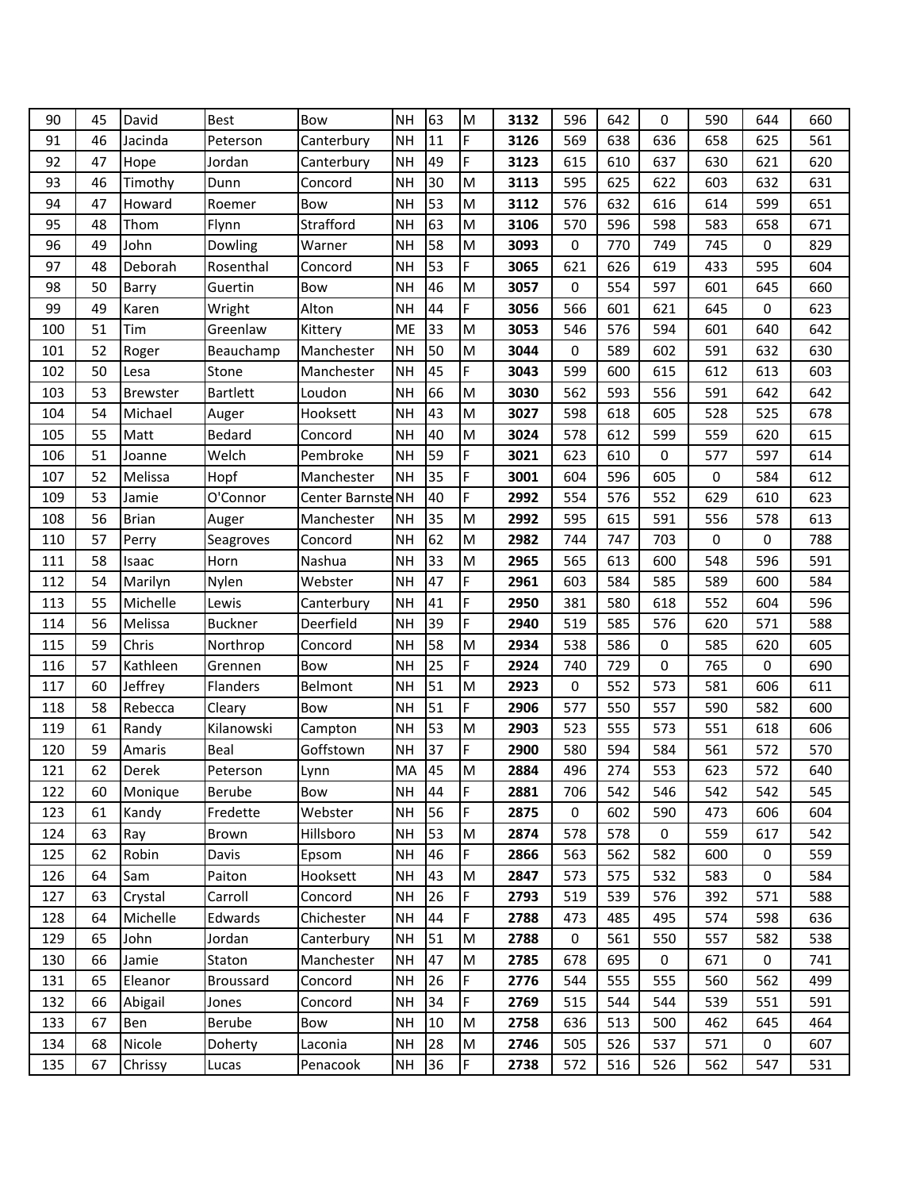|  |  |  |  |  |  |  |  |  |  |  |  |  |  |  |
|---|---|---|---|---|---|---|---|---|---|---|---|---|---|---|
| 90 | 45 | David | Best | Bow | NH | 63 | M | **3132** | 596 | 642 | 0 | 590 | 644 | 660 |
| 91 | 46 | Jacinda | Peterson | Canterbury | NH | 11 | F | **3126** | 569 | 638 | 636 | 658 | 625 | 561 |
| 92 | 47 | Hope | Jordan | Canterbury | NH | 49 | F | **3123** | 615 | 610 | 637 | 630 | 621 | 620 |
| 93 | 46 | Timothy | Dunn | Concord | NH | 30 | M | **3113** | 595 | 625 | 622 | 603 | 632 | 631 |
| 94 | 47 | Howard | Roemer | Bow | NH | 53 | M | **3112** | 576 | 632 | 616 | 614 | 599 | 651 |
| 95 | 48 | Thom | Flynn | Strafford | NH | 63 | M | **3106** | 570 | 596 | 598 | 583 | 658 | 671 |
| 96 | 49 | John | Dowling | Warner | NH | 58 | M | **3093** | 0 | 770 | 749 | 745 | 0 | 829 |
| 97 | 48 | Deborah | Rosenthal | Concord | NH | 53 | F | **3065** | 621 | 626 | 619 | 433 | 595 | 604 |
| 98 | 50 | Barry | Guertin | Bow | NH | 46 | M | **3057** | 0 | 554 | 597 | 601 | 645 | 660 |
| 99 | 49 | Karen | Wright | Alton | NH | 44 | F | **3056** | 566 | 601 | 621 | 645 | 0 | 623 |
| 100 | 51 | Tim | Greenlaw | Kittery | ME | 33 | M | **3053** | 546 | 576 | 594 | 601 | 640 | 642 |
| 101 | 52 | Roger | Beauchamp | Manchester | NH | 50 | M | **3044** | 0 | 589 | 602 | 591 | 632 | 630 |
| 102 | 50 | Lesa | Stone | Manchester | NH | 45 | F | **3043** | 599 | 600 | 615 | 612 | 613 | 603 |
| 103 | 53 | Brewster | Bartlett | Loudon | NH | 66 | M | **3030** | 562 | 593 | 556 | 591 | 642 | 642 |
| 104 | 54 | Michael | Auger | Hooksett | NH | 43 | M | **3027** | 598 | 618 | 605 | 528 | 525 | 678 |
| 105 | 55 | Matt | Bedard | Concord | NH | 40 | M | **3024** | 578 | 612 | 599 | 559 | 620 | 615 |
| 106 | 51 | Joanne | Welch | Pembroke | NH | 59 | F | **3021** | 623 | 610 | 0 | 577 | 597 | 614 |
| 107 | 52 | Melissa | Hopf | Manchester | NH | 35 | F | **3001** | 604 | 596 | 605 | 0 | 584 | 612 |
| 109 | 53 | Jamie | O'Connor | Center Barnste | NH | 40 | F | **2992** | 554 | 576 | 552 | 629 | 610 | 623 |
| 108 | 56 | Brian | Auger | Manchester | NH | 35 | M | **2992** | 595 | 615 | 591 | 556 | 578 | 613 |
| 110 | 57 | Perry | Seagroves | Concord | NH | 62 | M | **2982** | 744 | 747 | 703 | 0 | 0 | 788 |
| 111 | 58 | Isaac | Horn | Nashua | NH | 33 | M | **2965** | 565 | 613 | 600 | 548 | 596 | 591 |
| 112 | 54 | Marilyn | Nylen | Webster | NH | 47 | F | **2961** | 603 | 584 | 585 | 589 | 600 | 584 |
| 113 | 55 | Michelle | Lewis | Canterbury | NH | 41 | F | **2950** | 381 | 580 | 618 | 552 | 604 | 596 |
| 114 | 56 | Melissa | Buckner | Deerfield | NH | 39 | F | **2940** | 519 | 585 | 576 | 620 | 571 | 588 |
| 115 | 59 | Chris | Northrop | Concord | NH | 58 | M | **2934** | 538 | 586 | 0 | 585 | 620 | 605 |
| 116 | 57 | Kathleen | Grennen | Bow | NH | 25 | F | **2924** | 740 | 729 | 0 | 765 | 0 | 690 |
| 117 | 60 | Jeffrey | Flanders | Belmont | NH | 51 | M | **2923** | 0 | 552 | 573 | 581 | 606 | 611 |
| 118 | 58 | Rebecca | Cleary | Bow | NH | 51 | F | **2906** | 577 | 550 | 557 | 590 | 582 | 600 |
| 119 | 61 | Randy | Kilanowski | Campton | NH | 53 | M | **2903** | 523 | 555 | 573 | 551 | 618 | 606 |
| 120 | 59 | Amaris | Beal | Goffstown | NH | 37 | F | **2900** | 580 | 594 | 584 | 561 | 572 | 570 |
| 121 | 62 | Derek | Peterson | Lynn | MA | 45 | M | **2884** | 496 | 274 | 553 | 623 | 572 | 640 |
| 122 | 60 | Monique | Berube | Bow | NH | 44 | F | **2881** | 706 | 542 | 546 | 542 | 542 | 545 |
| 123 | 61 | Kandy | Fredette | Webster | NH | 56 | F | **2875** | 0 | 602 | 590 | 473 | 606 | 604 |
| 124 | 63 | Ray | Brown | Hillsboro | NH | 53 | M | **2874** | 578 | 578 | 0 | 559 | 617 | 542 |
| 125 | 62 | Robin | Davis | Epsom | NH | 46 | F | **2866** | 563 | 562 | 582 | 600 | 0 | 559 |
| 126 | 64 | Sam | Paiton | Hooksett | NH | 43 | M | **2847** | 573 | 575 | 532 | 583 | 0 | 584 |
| 127 | 63 | Crystal | Carroll | Concord | NH | 26 | F | **2793** | 519 | 539 | 576 | 392 | 571 | 588 |
| 128 | 64 | Michelle | Edwards | Chichester | NH | 44 | F | **2788** | 473 | 485 | 495 | 574 | 598 | 636 |
| 129 | 65 | John | Jordan | Canterbury | NH | 51 | M | **2788** | 0 | 561 | 550 | 557 | 582 | 538 |
| 130 | 66 | Jamie | Staton | Manchester | NH | 47 | M | **2785** | 678 | 695 | 0 | 671 | 0 | 741 |
| 131 | 65 | Eleanor | Broussard | Concord | NH | 26 | F | **2776** | 544 | 555 | 555 | 560 | 562 | 499 |
| 132 | 66 | Abigail | Jones | Concord | NH | 34 | F | **2769** | 515 | 544 | 544 | 539 | 551 | 591 |
| 133 | 67 | Ben | Berube | Bow | NH | 10 | M | **2758** | 636 | 513 | 500 | 462 | 645 | 464 |
| 134 | 68 | Nicole | Doherty | Laconia | NH | 28 | M | **2746** | 505 | 526 | 537 | 571 | 0 | 607 |
| 135 | 67 | Chrissy | Lucas | Penacook | NH | 36 | F | **2738** | 572 | 516 | 526 | 562 | 547 | 531 |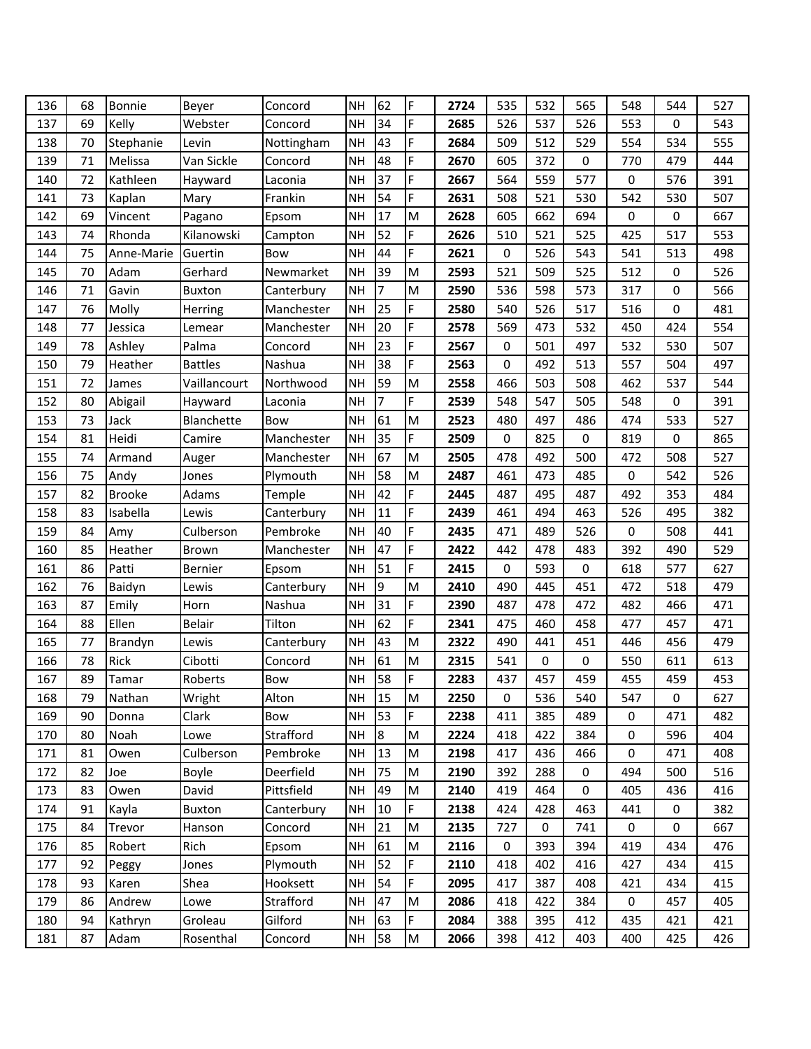| 136 | 68 | Bonnie | Beyer | Concord | NH | 62 | F | **2724** | 535 | 532 | 565 | 548 | 544 | 527 |
|---|---|---|---|---|---|---|---|---|---|---|---|---|---|---|
| 137 | 69 | Kelly | Webster | Concord | NH | 34 | F | **2685** | 526 | 537 | 526 | 553 | 0 | 543 |
| 138 | 70 | Stephanie | Levin | Nottingham | NH | 43 | F | **2684** | 509 | 512 | 529 | 554 | 534 | 555 |
| 139 | 71 | Melissa | Van Sickle | Concord | NH | 48 | F | **2670** | 605 | 372 | 0 | 770 | 479 | 444 |
| 140 | 72 | Kathleen | Hayward | Laconia | NH | 37 | F | **2667** | 564 | 559 | 577 | 0 | 576 | 391 |
| 141 | 73 | Kaplan | Mary | Frankin | NH | 54 | F | **2631** | 508 | 521 | 530 | 542 | 530 | 507 |
| 142 | 69 | Vincent | Pagano | Epsom | NH | 17 | M | **2628** | 605 | 662 | 694 | 0 | 0 | 667 |
| 143 | 74 | Rhonda | Kilanowski | Campton | NH | 52 | F | **2626** | 510 | 521 | 525 | 425 | 517 | 553 |
| 144 | 75 | Anne-Marie | Guertin | Bow | NH | 44 | F | **2621** | 0 | 526 | 543 | 541 | 513 | 498 |
| 145 | 70 | Adam | Gerhard | Newmarket | NH | 39 | M | **2593** | 521 | 509 | 525 | 512 | 0 | 526 |
| 146 | 71 | Gavin | Buxton | Canterbury | NH | 7 | M | **2590** | 536 | 598 | 573 | 317 | 0 | 566 |
| 147 | 76 | Molly | Herring | Manchester | NH | 25 | F | **2580** | 540 | 526 | 517 | 516 | 0 | 481 |
| 148 | 77 | Jessica | Lemear | Manchester | NH | 20 | F | **2578** | 569 | 473 | 532 | 450 | 424 | 554 |
| 149 | 78 | Ashley | Palma | Concord | NH | 23 | F | **2567** | 0 | 501 | 497 | 532 | 530 | 507 |
| 150 | 79 | Heather | Battles | Nashua | NH | 38 | F | **2563** | 0 | 492 | 513 | 557 | 504 | 497 |
| 151 | 72 | James | Vaillancourt | Northwood | NH | 59 | M | **2558** | 466 | 503 | 508 | 462 | 537 | 544 |
| 152 | 80 | Abigail | Hayward | Laconia | NH | 7 | F | **2539** | 548 | 547 | 505 | 548 | 0 | 391 |
| 153 | 73 | Jack | Blanchette | Bow | NH | 61 | M | **2523** | 480 | 497 | 486 | 474 | 533 | 527 |
| 154 | 81 | Heidi | Camire | Manchester | NH | 35 | F | **2509** | 0 | 825 | 0 | 819 | 0 | 865 |
| 155 | 74 | Armand | Auger | Manchester | NH | 67 | M | **2505** | 478 | 492 | 500 | 472 | 508 | 527 |
| 156 | 75 | Andy | Jones | Plymouth | NH | 58 | M | **2487** | 461 | 473 | 485 | 0 | 542 | 526 |
| 157 | 82 | Brooke | Adams | Temple | NH | 42 | F | **2445** | 487 | 495 | 487 | 492 | 353 | 484 |
| 158 | 83 | Isabella | Lewis | Canterbury | NH | 11 | F | **2439** | 461 | 494 | 463 | 526 | 495 | 382 |
| 159 | 84 | Amy | Culberson | Pembroke | NH | 40 | F | **2435** | 471 | 489 | 526 | 0 | 508 | 441 |
| 160 | 85 | Heather | Brown | Manchester | NH | 47 | F | **2422** | 442 | 478 | 483 | 392 | 490 | 529 |
| 161 | 86 | Patti | Bernier | Epsom | NH | 51 | F | **2415** | 0 | 593 | 0 | 618 | 577 | 627 |
| 162 | 76 | Baidyn | Lewis | Canterbury | NH | 9 | M | **2410** | 490 | 445 | 451 | 472 | 518 | 479 |
| 163 | 87 | Emily | Horn | Nashua | NH | 31 | F | **2390** | 487 | 478 | 472 | 482 | 466 | 471 |
| 164 | 88 | Ellen | Belair | Tilton | NH | 62 | F | **2341** | 475 | 460 | 458 | 477 | 457 | 471 |
| 165 | 77 | Brandyn | Lewis | Canterbury | NH | 43 | M | **2322** | 490 | 441 | 451 | 446 | 456 | 479 |
| 166 | 78 | Rick | Cibotti | Concord | NH | 61 | M | **2315** | 541 | 0 | 0 | 550 | 611 | 613 |
| 167 | 89 | Tamar | Roberts | Bow | NH | 58 | F | **2283** | 437 | 457 | 459 | 455 | 459 | 453 |
| 168 | 79 | Nathan | Wright | Alton | NH | 15 | M | **2250** | 0 | 536 | 540 | 547 | 0 | 627 |
| 169 | 90 | Donna | Clark | Bow | NH | 53 | F | **2238** | 411 | 385 | 489 | 0 | 471 | 482 |
| 170 | 80 | Noah | Lowe | Strafford | NH | 8 | M | **2224** | 418 | 422 | 384 | 0 | 596 | 404 |
| 171 | 81 | Owen | Culberson | Pembroke | NH | 13 | M | **2198** | 417 | 436 | 466 | 0 | 471 | 408 |
| 172 | 82 | Joe | Boyle | Deerfield | NH | 75 | M | **2190** | 392 | 288 | 0 | 494 | 500 | 516 |
| 173 | 83 | Owen | David | Pittsfield | NH | 49 | M | **2140** | 419 | 464 | 0 | 405 | 436 | 416 |
| 174 | 91 | Kayla | Buxton | Canterbury | NH | 10 | F | **2138** | 424 | 428 | 463 | 441 | 0 | 382 |
| 175 | 84 | Trevor | Hanson | Concord | NH | 21 | M | **2135** | 727 | 0 | 741 | 0 | 0 | 667 |
| 176 | 85 | Robert | Rich | Epsom | NH | 61 | M | **2116** | 0 | 393 | 394 | 419 | 434 | 476 |
| 177 | 92 | Peggy | Jones | Plymouth | NH | 52 | F | **2110** | 418 | 402 | 416 | 427 | 434 | 415 |
| 178 | 93 | Karen | Shea | Hooksett | NH | 54 | F | **2095** | 417 | 387 | 408 | 421 | 434 | 415 |
| 179 | 86 | Andrew | Lowe | Strafford | NH | 47 | M | **2086** | 418 | 422 | 384 | 0 | 457 | 405 |
| 180 | 94 | Kathryn | Groleau | Gilford | NH | 63 | F | **2084** | 388 | 395 | 412 | 435 | 421 | 421 |
| 181 | 87 | Adam | Rosenthal | Concord | NH | 58 | M | **2066** | 398 | 412 | 403 | 400 | 425 | 426 |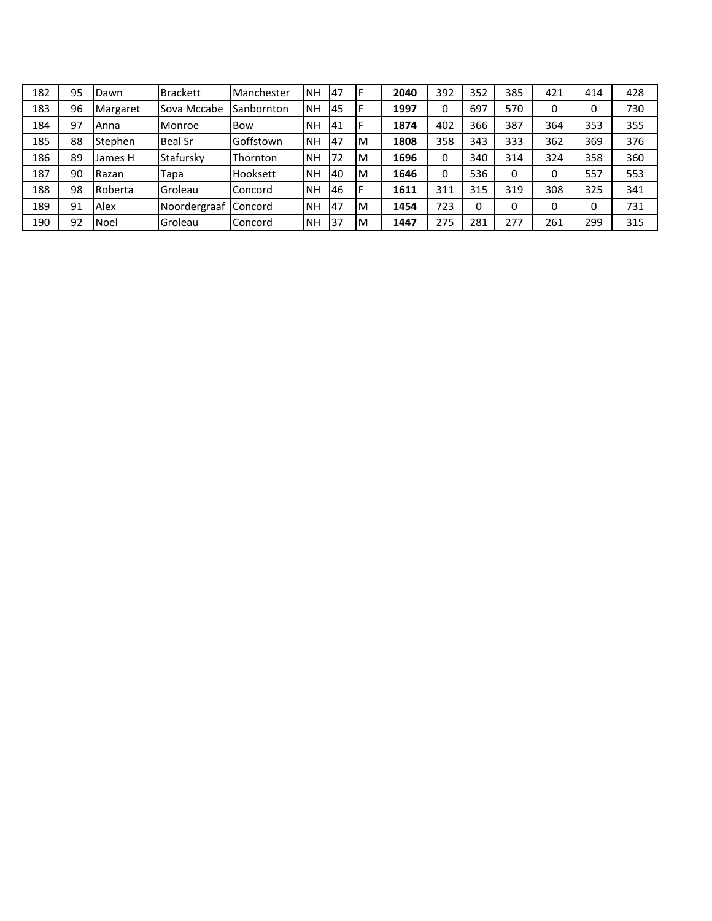| | | | | | | | | | | | | | | |
|---|---|---|---|---|---|---|---|---|---|---|---|---|---|---|
| 182 | 95 | Dawn | Brackett | Manchester | NH | 47 | F | **2040** | 392 | 352 | 385 | 421 | 414 | 428 |
| 183 | 96 | Margaret | Sova Mccabe | Sanbornton | NH | 45 | F | **1997** | 0 | 697 | 570 | 0 | 0 | 730 |
| 184 | 97 | Anna | Monroe | Bow | NH | 41 | F | **1874** | 402 | 366 | 387 | 364 | 353 | 355 |
| 185 | 88 | Stephen | Beal Sr | Goffstown | NH | 47 | M | **1808** | 358 | 343 | 333 | 362 | 369 | 376 |
| 186 | 89 | James H | Stafursky | Thornton | NH | 72 | M | **1696** | 0 | 340 | 314 | 324 | 358 | 360 |
| 187 | 90 | Razan | Tapa | Hooksett | NH | 40 | M | **1646** | 0 | 536 | 0 | 0 | 557 | 553 |
| 188 | 98 | Roberta | Groleau | Concord | NH | 46 | F | **1611** | 311 | 315 | 319 | 308 | 325 | 341 |
| 189 | 91 | Alex | Noordergraaf | Concord | NH | 47 | M | **1454** | 723 | 0 | 0 | 0 | 0 | 731 |
| 190 | 92 | Noel | Groleau | Concord | NH | 37 | M | **1447** | 275 | 281 | 277 | 261 | 299 | 315 |